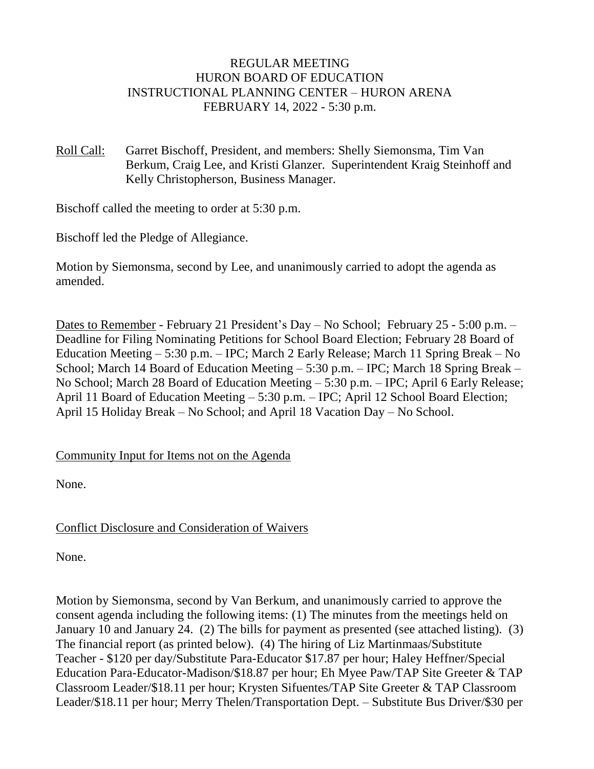# REGULAR MEETING
# HURON BOARD OF EDUCATION
# INSTRUCTIONAL PLANNING CENTER – HURON ARENA
# FEBRUARY 14, 2022 - 5:30 p.m.

Roll Call: Garret Bischoff, President, and members: Shelly Siemonsma, Tim Van Berkum, Craig Lee, and Kristi Glanzer. Superintendent Kraig Steinhoff and Kelly Christopherson, Business Manager.

Bischoff called the meeting to order at 5:30 p.m.

Bischoff led the Pledge of Allegiance.

Motion by Siemonsma, second by Lee, and unanimously carried to adopt the agenda as amended.

Dates to Remember - February 21 President's Day – No School; February 25 - 5:00 p.m. – Deadline for Filing Nominating Petitions for School Board Election; February 28 Board of Education Meeting – 5:30 p.m. – IPC; March 2 Early Release; March 11 Spring Break – No School; March 14 Board of Education Meeting – 5:30 p.m. – IPC; March 18 Spring Break – No School; March 28 Board of Education Meeting – 5:30 p.m. – IPC; April 6 Early Release; April 11 Board of Education Meeting – 5:30 p.m. – IPC; April 12 School Board Election; April 15 Holiday Break – No School; and April 18 Vacation Day – No School.

Community Input for Items not on the Agenda

None.

Conflict Disclosure and Consideration of Waivers

None.

Motion by Siemonsma, second by Van Berkum, and unanimously carried to approve the consent agenda including the following items: (1) The minutes from the meetings held on January 10 and January 24. (2) The bills for payment as presented (see attached listing). (3) The financial report (as printed below). (4) The hiring of Liz Martinmaas/Substitute Teacher - $120 per day/Substitute Para-Educator $17.87 per hour; Haley Heffner/Special Education Para-Educator-Madison/$18.87 per hour; Eh Myee Paw/TAP Site Greeter & TAP Classroom Leader/$18.11 per hour; Krysten Sifuentes/TAP Site Greeter & TAP Classroom Leader/$18.11 per hour; Merry Thelen/Transportation Dept. – Substitute Bus Driver/$30 per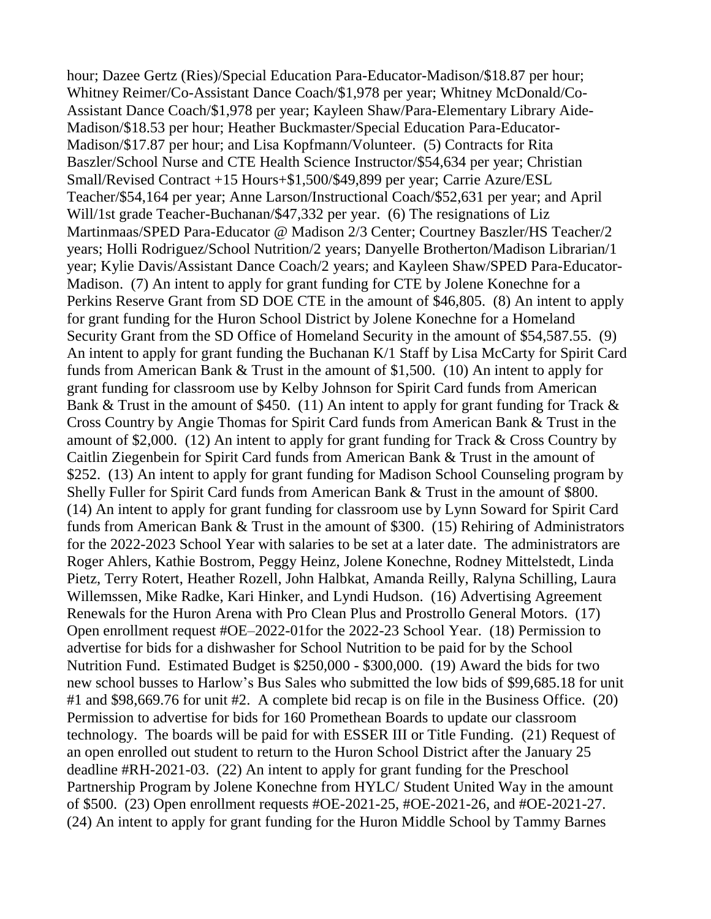hour; Dazee Gertz (Ries)/Special Education Para-Educator-Madison/$18.87 per hour; Whitney Reimer/Co-Assistant Dance Coach/$1,978 per year; Whitney McDonald/Co-Assistant Dance Coach/$1,978 per year; Kayleen Shaw/Para-Elementary Library Aide-Madison/$18.53 per hour; Heather Buckmaster/Special Education Para-Educator-Madison/$17.87 per hour; and Lisa Kopfmann/Volunteer. (5) Contracts for Rita Baszler/School Nurse and CTE Health Science Instructor/$54,634 per year; Christian Small/Revised Contract +15 Hours+$1,500/$49,899 per year; Carrie Azure/ESL Teacher/$54,164 per year; Anne Larson/Instructional Coach/$52,631 per year; and April Will/1st grade Teacher-Buchanan/$47,332 per year. (6) The resignations of Liz Martinmaas/SPED Para-Educator @ Madison 2/3 Center; Courtney Baszler/HS Teacher/2 years; Holli Rodriguez/School Nutrition/2 years; Danyelle Brotherton/Madison Librarian/1 year; Kylie Davis/Assistant Dance Coach/2 years; and Kayleen Shaw/SPED Para-Educator-Madison. (7) An intent to apply for grant funding for CTE by Jolene Konechne for a Perkins Reserve Grant from SD DOE CTE in the amount of $46,805. (8) An intent to apply for grant funding for the Huron School District by Jolene Konechne for a Homeland Security Grant from the SD Office of Homeland Security in the amount of $54,587.55. (9) An intent to apply for grant funding the Buchanan K/1 Staff by Lisa McCarty for Spirit Card funds from American Bank & Trust in the amount of $1,500. (10) An intent to apply for grant funding for classroom use by Kelby Johnson for Spirit Card funds from American Bank & Trust in the amount of $450. (11) An intent to apply for grant funding for Track & Cross Country by Angie Thomas for Spirit Card funds from American Bank & Trust in the amount of $2,000. (12) An intent to apply for grant funding for Track & Cross Country by Caitlin Ziegenbein for Spirit Card funds from American Bank & Trust in the amount of $252. (13) An intent to apply for grant funding for Madison School Counseling program by Shelly Fuller for Spirit Card funds from American Bank & Trust in the amount of $800. (14) An intent to apply for grant funding for classroom use by Lynn Soward for Spirit Card funds from American Bank & Trust in the amount of $300. (15) Rehiring of Administrators for the 2022-2023 School Year with salaries to be set at a later date. The administrators are Roger Ahlers, Kathie Bostrom, Peggy Heinz, Jolene Konechne, Rodney Mittelstedt, Linda Pietz, Terry Rotert, Heather Rozell, John Halbkat, Amanda Reilly, Ralyna Schilling, Laura Willemssen, Mike Radke, Kari Hinker, and Lyndi Hudson. (16) Advertising Agreement Renewals for the Huron Arena with Pro Clean Plus and Prostrollo General Motors. (17) Open enrollment request #OE–2022-01for the 2022-23 School Year. (18) Permission to advertise for bids for a dishwasher for School Nutrition to be paid for by the School Nutrition Fund. Estimated Budget is $250,000 - $300,000. (19) Award the bids for two new school busses to Harlow's Bus Sales who submitted the low bids of $99,685.18 for unit #1 and $98,669.76 for unit #2. A complete bid recap is on file in the Business Office. (20) Permission to advertise for bids for 160 Promethean Boards to update our classroom technology. The boards will be paid for with ESSER III or Title Funding. (21) Request of an open enrolled out student to return to the Huron School District after the January 25 deadline #RH-2021-03. (22) An intent to apply for grant funding for the Preschool Partnership Program by Jolene Konechne from HYLC/ Student United Way in the amount of $500. (23) Open enrollment requests #OE-2021-25, #OE-2021-26, and #OE-2021-27. (24) An intent to apply for grant funding for the Huron Middle School by Tammy Barnes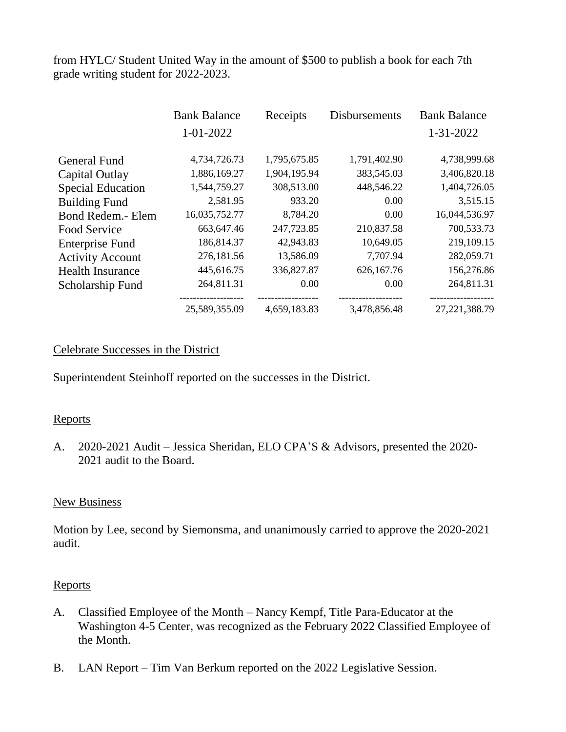from HYLC/ Student United Way in the amount of $500 to publish a book for each 7th grade writing student for 2022-2023.

| | Bank Balance 1-01-2022 | Receipts | Disbursements | Bank Balance 1-31-2022 |
|---|---|---|---|---|
| General Fund | 4,734,726.73 | 1,795,675.85 | 1,791,402.90 | 4,738,999.68 |
| Capital Outlay | 1,886,169.27 | 1,904,195.94 | 383,545.03 | 3,406,820.18 |
| Special Education | 1,544,759.27 | 308,513.00 | 448,546.22 | 1,404,726.05 |
| Building Fund | 2,581.95 | 933.20 | 0.00 | 3,515.15 |
| Bond Redem.- Elem | 16,035,752.77 | 8,784.20 | 0.00 | 16,044,536.97 |
| Food Service | 663,647.46 | 247,723.85 | 210,837.58 | 700,533.73 |
| Enterprise Fund | 186,814.37 | 42,943.83 | 10,649.05 | 219,109.15 |
| Activity Account | 276,181.56 | 13,586.09 | 7,707.94 | 282,059.71 |
| Health Insurance | 445,616.75 | 336,827.87 | 626,167.76 | 156,276.86 |
| Scholarship Fund | 264,811.31 | 0.00 | 0.00 | 264,811.31 |
| | 25,589,355.09 | 4,659,183.83 | 3,478,856.48 | 27,221,388.79 |

Celebrate Successes in the District

Superintendent Steinhoff reported on the successes in the District.

Reports

A. 2020-2021 Audit – Jessica Sheridan, ELO CPA'S & Advisors, presented the 2020-2021 audit to the Board.

New Business

Motion by Lee, second by Siemonsma, and unanimously carried to approve the 2020-2021 audit.

Reports

A. Classified Employee of the Month – Nancy Kempf, Title Para-Educator at the Washington 4-5 Center, was recognized as the February 2022 Classified Employee of the Month.

B. LAN Report – Tim Van Berkum reported on the 2022 Legislative Session.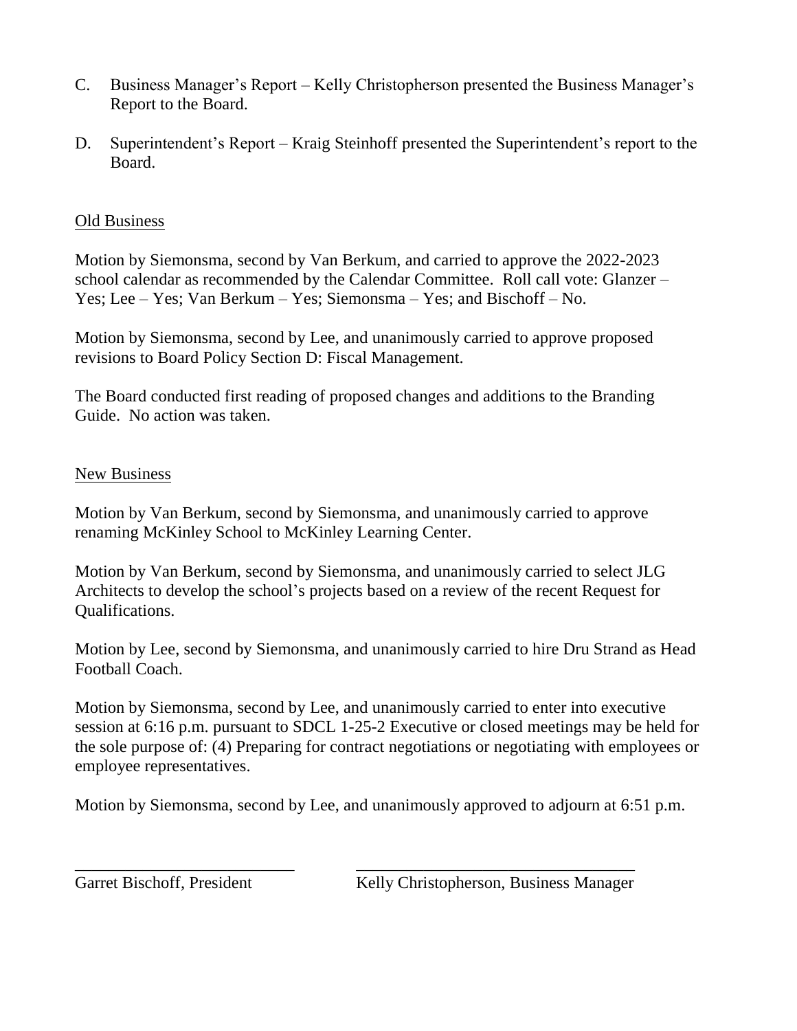C. Business Manager's Report – Kelly Christopherson presented the Business Manager's Report to the Board.

D. Superintendent's Report – Kraig Steinhoff presented the Superintendent's report to the Board.

Old Business

Motion by Siemonsma, second by Van Berkum, and carried to approve the 2022-2023 school calendar as recommended by the Calendar Committee. Roll call vote: Glanzer – Yes; Lee – Yes; Van Berkum – Yes; Siemonsma – Yes; and Bischoff – No.

Motion by Siemonsma, second by Lee, and unanimously carried to approve proposed revisions to Board Policy Section D: Fiscal Management.

The Board conducted first reading of proposed changes and additions to the Branding Guide. No action was taken.

New Business

Motion by Van Berkum, second by Siemonsma, and unanimously carried to approve renaming McKinley School to McKinley Learning Center.

Motion by Van Berkum, second by Siemonsma, and unanimously carried to select JLG Architects to develop the school's projects based on a review of the recent Request for Qualifications.

Motion by Lee, second by Siemonsma, and unanimously carried to hire Dru Strand as Head Football Coach.

Motion by Siemonsma, second by Lee, and unanimously carried to enter into executive session at 6:16 p.m. pursuant to SDCL 1-25-2 Executive or closed meetings may be held for the sole purpose of: (4) Preparing for contract negotiations or negotiating with employees or employee representatives.

Motion by Siemonsma, second by Lee, and unanimously approved to adjourn at 6:51 p.m.

___________________________ Garret Bischoff, President

___________________________ Kelly Christopherson, Business Manager